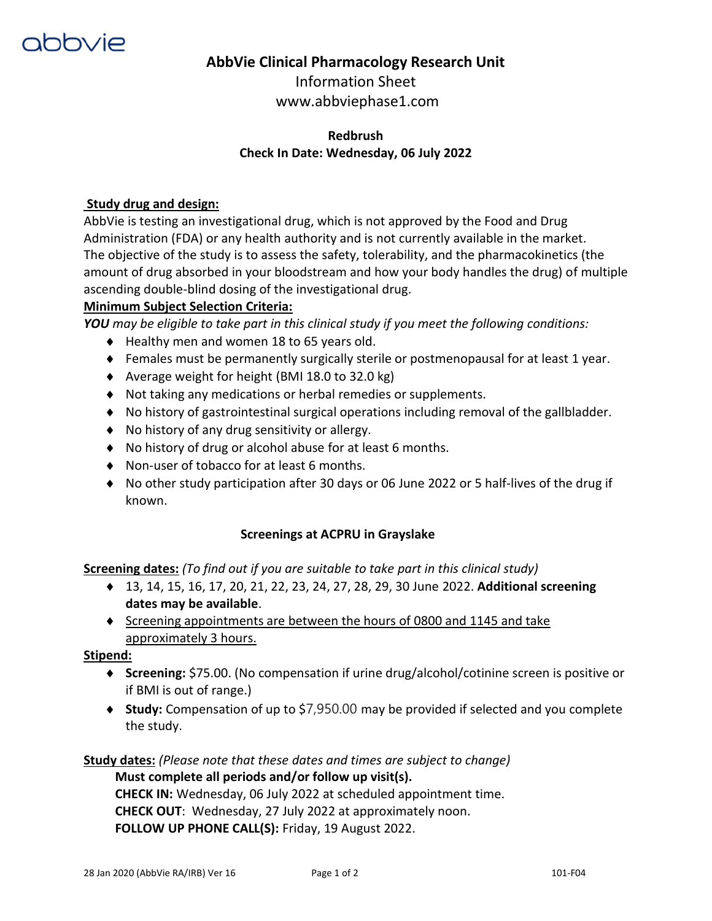abbvie

# AbbVie Clinical Pharmacology Research Unit

Information Sheet

www.abbviephase1.com

**Redbrush**

**Check In Date: Wednesday, 06 July 2022**

**Study drug and design:**

AbbVie is testing an investigational drug, which is not approved by the Food and Drug Administration (FDA) or any health authority and is not currently available in the market. The objective of the study is to assess the safety, tolerability, and the pharmacokinetics (the amount of drug absorbed in your bloodstream and how your body handles the drug) of multiple ascending double-blind dosing of the investigational drug.

**Minimum Subject Selection Criteria:**

***YOU** may be eligible to take part in this clinical study if you meet the following conditions:*

- Healthy men and women 18 to 65 years old.
- Females must be permanently surgically sterile or postmenopausal for at least 1 year.
- Average weight for height (BMI 18.0 to 32.0 kg)
- Not taking any medications or herbal remedies or supplements.
- No history of gastrointestinal surgical operations including removal of the gallbladder.
- No history of any drug sensitivity or allergy.
- No history of drug or alcohol abuse for at least 6 months.
- Non-user of tobacco for at least 6 months.
- No other study participation after 30 days or 06 June 2022 or 5 half-lives of the drug if known.

**Screenings at ACPRU in Grayslake**

**Screening dates:** *(To find out if you are suitable to take part in this clinical study)*

- 13, 14, 15, 16, 17, 20, 21, 22, 23, 24, 27, 28, 29, 30 June 2022. **Additional screening dates may be available**.
- Screening appointments are between the hours of 0800 and 1145 and take approximately 3 hours.

**Stipend:**

- **Screening:** $75.00. (No compensation if urine drug/alcohol/cotinine screen is positive or if BMI is out of range.)
- **Study:** Compensation of up to $7,950.00 may be provided if selected and you complete the study.

**Study dates:** *(Please note that these dates and times are subject to change)*

**Must complete all periods and/or follow up visit(s).**

**CHECK IN:** Wednesday, 06 July 2022 at scheduled appointment time.

**CHECK OUT**: Wednesday, 27 July 2022 at approximately noon.

**FOLLOW UP PHONE CALL(S):** Friday, 19 August 2022.

28 Jan 2020 (AbbVie RA/IRB) Ver 16 — 101-F04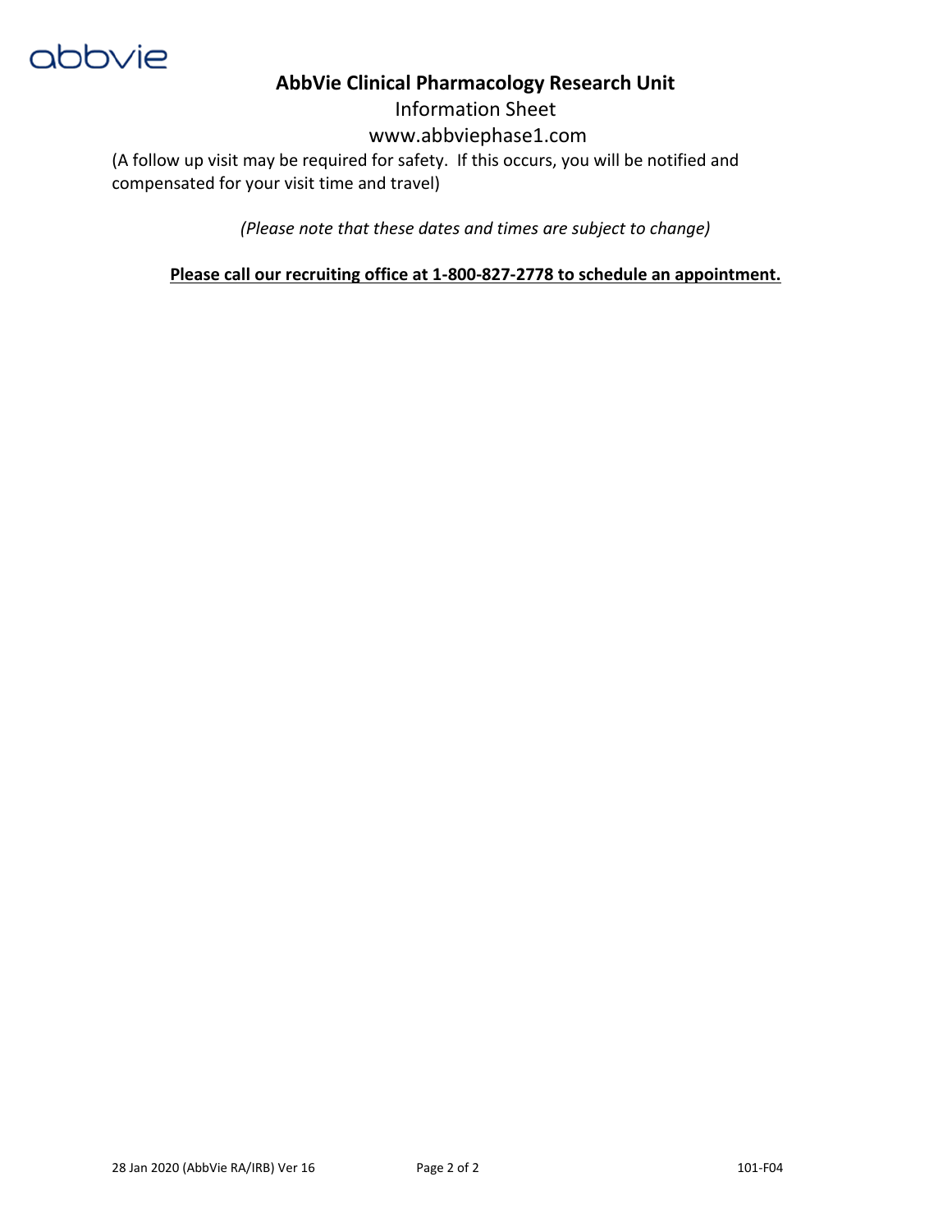# AbbVie Clinical Pharmacology Research Unit

Information Sheet

www.abbviephase1.com

(A follow up visit may be required for safety. If this occurs, you will be notified and compensated for your visit time and travel)

*(Please note that these dates and times are subject to change)*

**Please call our recruiting office at 1-800-827-2778 to schedule an appointment.**

28 Jan 2020 (AbbVie RA/IRB) Ver 16

101-F04